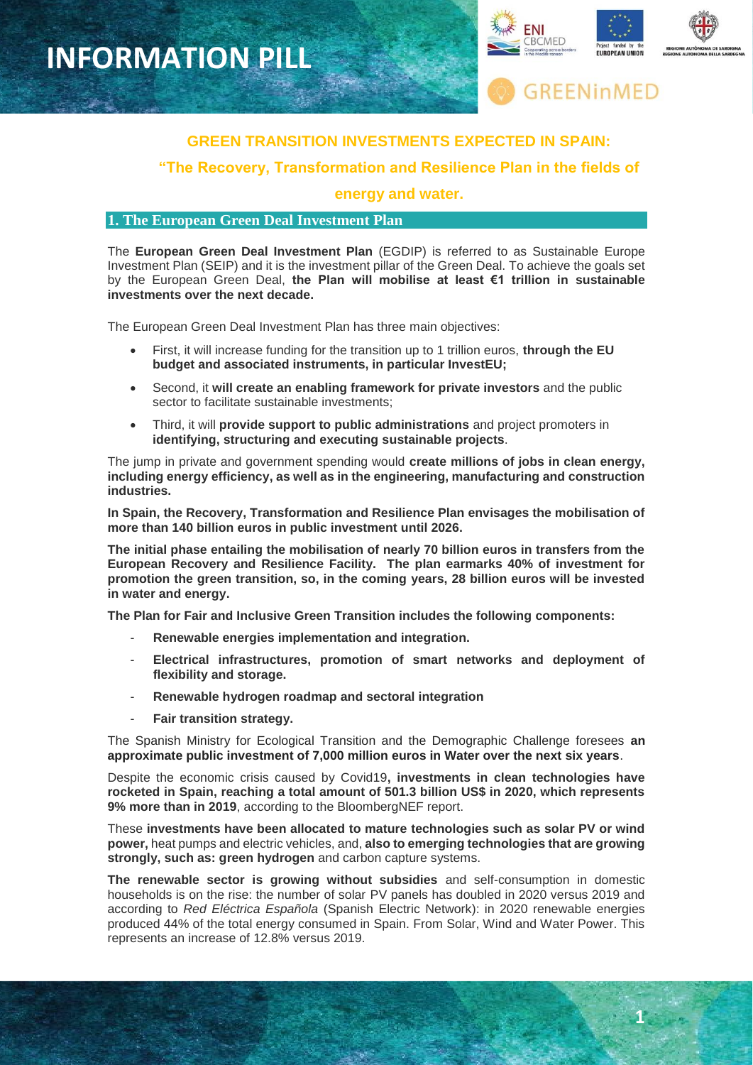# INFORMATION PILL

GREENinMED

## GREEN TRANSITION INVESTMENTS EXPECTED IN SPAIN:

## "The Recovery, Transformation and Resilience Plan in the fields of energy and water.

### 1. The European Green Deal Investment Plan

The **European Green Deal Investment Plan** (EGDIP) is referred to as Sustainable Europe Investment Plan (SEIP) and it is the investment pillar of the Green Deal. To achieve the goals set by the European Green Deal, **the Plan will mobilise at least €1 trillion in sustainable investments over the next decade.**

The European Green Deal Investment Plan has three main objectives:

- First, it will increase funding for the transition up to 1 trillion euros, **through the EU budget and associated instruments, in particular InvestEU;**
- Second, it **will create an enabling framework for private investors** and the public sector to facilitate sustainable investments;
- Third, it will **provide support to public administrations** and project promoters in **identifying, structuring and executing sustainable projects**.

The jump in private and government spending would **create millions of jobs in clean energy, including energy efficiency, as well as in the engineering, manufacturing and construction industries.**

**In Spain, the Recovery, Transformation and Resilience Plan envisages the mobilisation of more than 140 billion euros in public investment until 2026.**

**The initial phase entailing the mobilisation of nearly 70 billion euros in transfers from the European Recovery and Resilience Facility. The plan earmarks 40% of investment for promotion the green transition, so, in the coming years, 28 billion euros will be invested in water and energy.**

**The Plan for Fair and Inclusive Green Transition includes the following components:**

- **Renewable energies implementation and integration.**
- **Electrical infrastructures, promotion of smart networks and deployment of flexibility and storage.**
- **Renewable hydrogen roadmap and sectoral integration**
- **Fair transition strategy.**

The Spanish Ministry for Ecological Transition and the Demographic Challenge foresees **an approximate public investment of 7,000 million euros in Water over the next six years**.

Despite the economic crisis caused by Covid19**, investments in clean technologies have rocketed in Spain, reaching a total amount of 501.3 billion US$ in 2020, which represents 9% more than in 2019**, according to the BloombergNEF report.

These **investments have been allocated to mature technologies such as solar PV or wind power,** heat pumps and electric vehicles, and, **also to emerging technologies that are growing strongly, such as: green hydrogen** and carbon capture systems.

**The renewable sector is growing without subsidies** and self-consumption in domestic households is on the rise: the number of solar PV panels has doubled in 2020 versus 2019 and according to *Red Eléctrica Española* (Spanish Electric Network): in 2020 renewable energies produced 44% of the total energy consumed in Spain. From Solar, Wind and Water Power. This represents an increase of 12.8% versus 2019.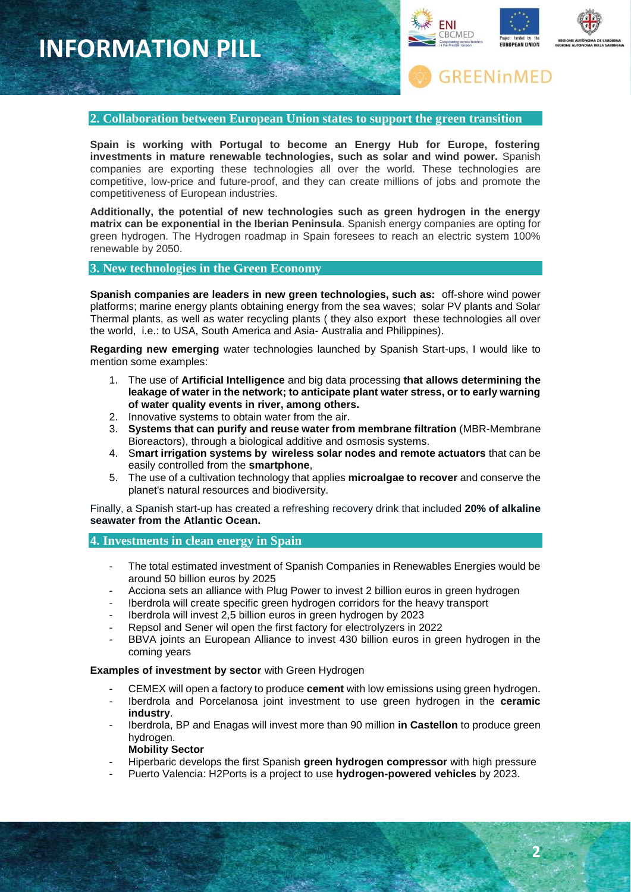## 2. Collaboration between European Union states to support the green transition

**Spain is working with Portugal to become an Energy Hub for Europe, fostering investments in mature renewable technologies, such as solar and wind power.** Spanish companies are exporting these technologies all over the world. These technologies are competitive, low-price and future-proof, and they can create millions of jobs and promote the competitiveness of European industries.

**Additionally, the potential of new technologies such as green hydrogen in the energy matrix can be exponential in the Iberian Peninsula**. Spanish energy companies are opting for green hydrogen. The Hydrogen roadmap in Spain foresees to reach an electric system 100% renewable by 2050.

## 3. New technologies in the Green Economy

**Spanish companies are leaders in new green technologies, such as:** off-shore wind power platforms; marine energy plants obtaining energy from the sea waves; solar PV plants and Solar Thermal plants, as well as water recycling plants ( they also export these technologies all over the world, i.e.: to USA, South America and Asia- Australia and Philippines).

**Regarding new emerging** water technologies launched by Spanish Start-ups, I would like to mention some examples:

1. The use of **Artificial Intelligence** and big data processing **that allows determining the leakage of water in the network; to anticipate plant water stress, or to early warning of water quality events in river, among others.**
2. Innovative systems to obtain water from the air.
3. **Systems that can purify and reuse water from membrane filtration** (MBR-Membrane Bioreactors), through a biological additive and osmosis systems.
4. S**mart irrigation systems by wireless solar nodes and remote actuators** that can be easily controlled from the **smartphone**,
5. The use of a cultivation technology that applies **microalgae to recover** and conserve the planet's natural resources and biodiversity.

Finally, a Spanish start-up has created a refreshing recovery drink that included **20% of alkaline seawater from the Atlantic Ocean.**

## 4. Investments in clean energy in Spain

- The total estimated investment of Spanish Companies in Renewables Energies would be around 50 billion euros by 2025
- Acciona sets an alliance with Plug Power to invest 2 billion euros in green hydrogen
- Iberdrola will create specific green hydrogen corridors for the heavy transport
- Iberdrola will invest 2,5 billion euros in green hydrogen by 2023
- Repsol and Sener wil open the first factory for electrolyzers in 2022
- BBVA joints an European Alliance to invest 430 billion euros in green hydrogen in the coming years

**Examples of investment by sector** with Green Hydrogen

- CEMEX will open a factory to produce **cement** with low emissions using green hydrogen.
- Iberdrola and Porcelanosa joint investment to use green hydrogen in the **ceramic industry**.
- Iberdrola, BP and Enagas will invest more than 90 million **in Castellon** to produce green hydrogen.

**Mobility Sector**

- Hiperbaric develops the first Spanish **green hydrogen compressor** with high pressure
- Puerto Valencia: H2Ports is a project to use **hydrogen-powered vehicles** by 2023.